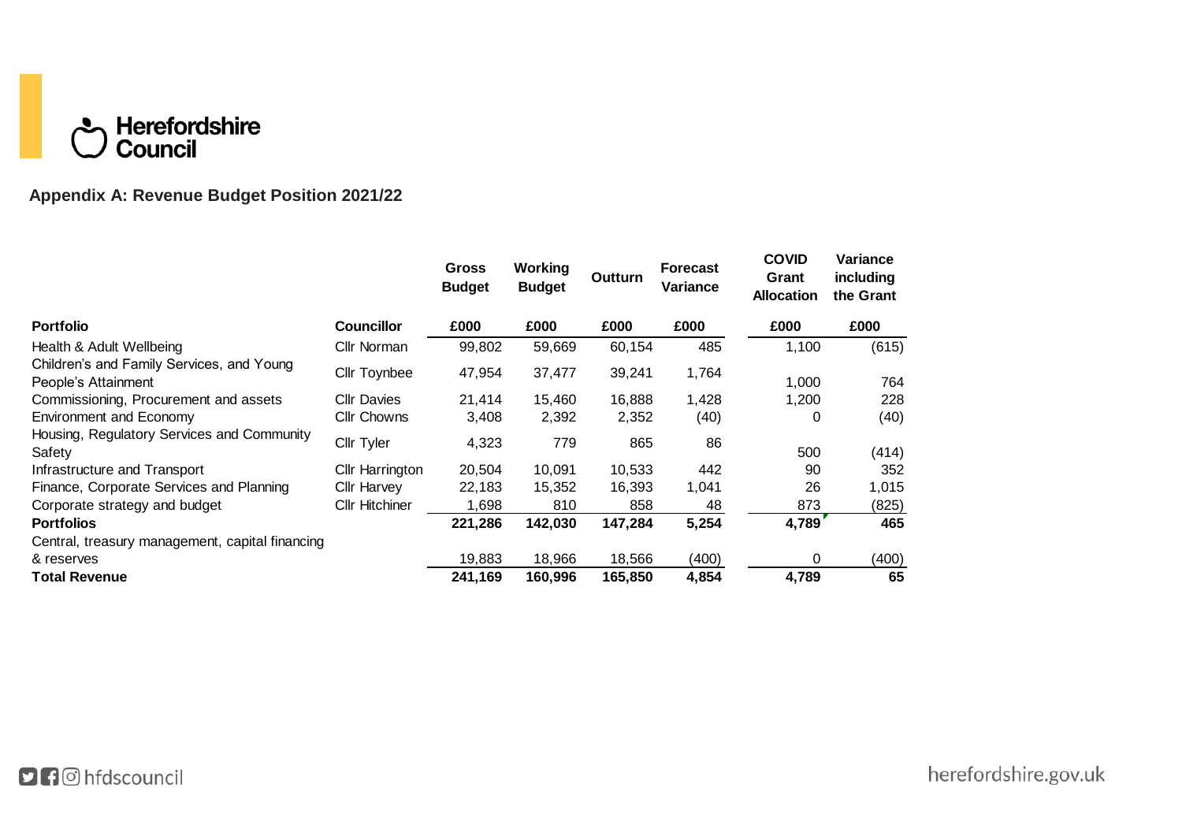Herefordshire Council

## Appendix A: Revenue Budget Position 2021/22

| Portfolio | Councillor | Gross Budget £000 | Working Budget £000 | Outturn £000 | Forecast Variance £000 | COVID Grant Allocation £000 | Variance including the Grant £000 |
|---|---|---|---|---|---|---|---|
| Health & Adult Wellbeing | Cllr Norman | 99,802 | 59,669 | 60,154 | 485 | 1,100 | (615) |
| Children's and Family Services, and Young People's Attainment | Cllr Toynbee | 47,954 | 37,477 | 39,241 | 1,764 | 1,000 | 764 |
| Commissioning, Procurement and assets | Cllr Davies | 21,414 | 15,460 | 16,888 | 1,428 | 1,200 | 228 |
| Environment and Economy | Cllr Chowns | 3,408 | 2,392 | 2,352 | (40) | 0 | (40) |
| Housing, Regulatory Services and Community Safety | Cllr Tyler | 4,323 | 779 | 865 | 86 | 500 | (414) |
| Infrastructure and Transport | Cllr Harrington | 20,504 | 10,091 | 10,533 | 442 | 90 | 352 |
| Finance, Corporate Services and Planning | Cllr Harvey | 22,183 | 15,352 | 16,393 | 1,041 | 26 | 1,015 |
| Corporate strategy and budget | Cllr Hitchiner | 1,698 | 810 | 858 | 48 | 873 | (825) |
| **Portfolios** | | **221,286** | **142,030** | **147,284** | **5,254** | **4,789** | **465** |
| Central, treasury management, capital financing & reserves | | 19,883 | 18,966 | 18,566 | (400) | 0 | (400) |
| **Total Revenue** | | **241,169** | **160,996** | **165,850** | **4,854** | **4,789** | **65** |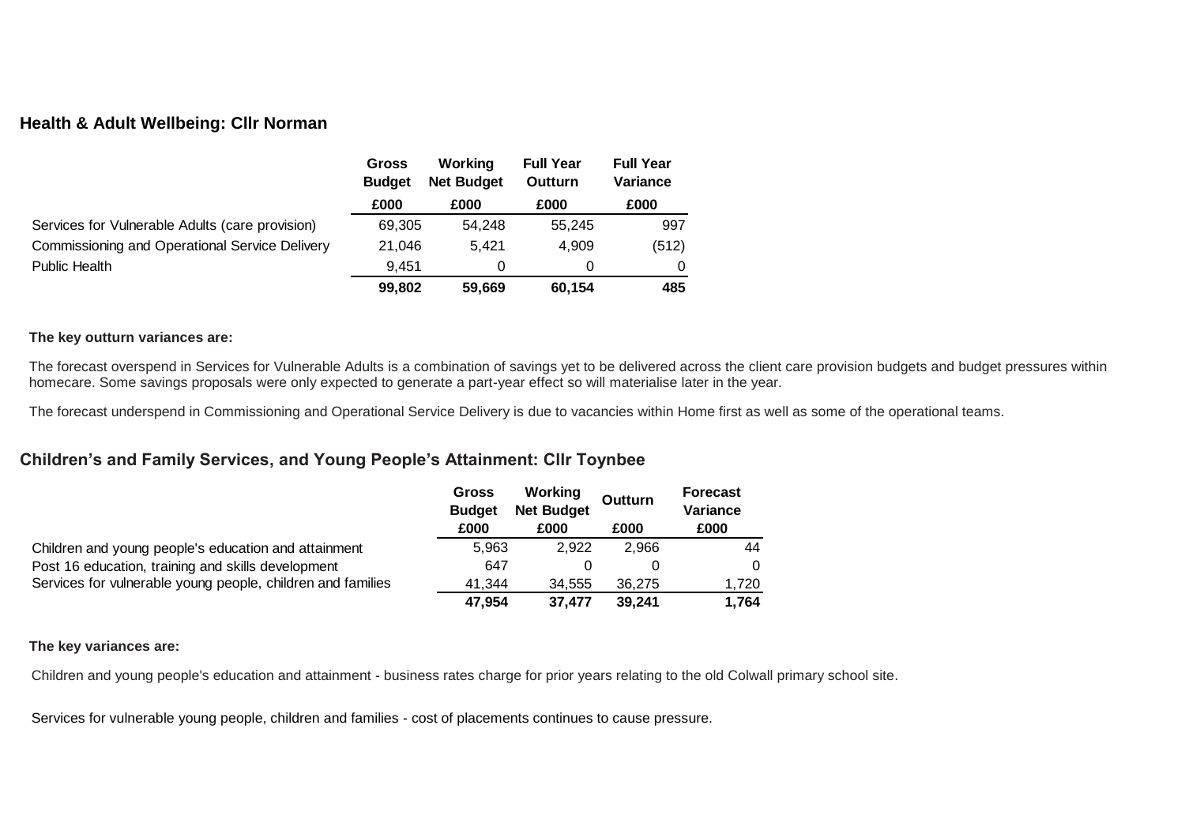## Health & Adult Wellbeing: Cllr Norman

| | Gross Budget | Working Net Budget | Full Year Outturn | Full Year Variance |
|---|---|---|---|---|
| | £000 | £000 | £000 | £000 |
| Services for Vulnerable Adults (care provision) | 69,305 | 54,248 | 55,245 | 997 |
| Commissioning and Operational Service Delivery | 21,046 | 5,421 | 4,909 | (512) |
| Public Health | 9,451 | 0 | 0 | 0 |
| | **99,802** | **59,669** | **60,154** | **485** |

**The key outturn variances are:**

The forecast overspend in Services for Vulnerable Adults is a combination of savings yet to be delivered across the client care provision budgets and budget pressures within homecare. Some savings proposals were only expected to generate a part-year effect so will materialise later in the year.

The forecast underspend in Commissioning and Operational Service Delivery is due to vacancies within Home first as well as some of the operational teams.

## Children's and Family Services, and Young People's Attainment: Cllr Toynbee

| | Gross Budget | Working Net Budget | Outturn | Forecast Variance |
|---|---|---|---|---|
| | £000 | £000 | £000 | £000 |
| Children and young people's education and attainment | 5,963 | 2,922 | 2,966 | 44 |
| Post 16 education, training and skills development | 647 | 0 | 0 | 0 |
| Services for vulnerable young people, children and families | 41,344 | 34,555 | 36,275 | 1,720 |
| | **47,954** | **37,477** | **39,241** | **1,764** |

**The key variances are:**

Children and young people's education and attainment - business rates charge for prior years relating to the old Colwall primary school site.

Services for vulnerable young people, children and families - cost of placements continues to cause pressure.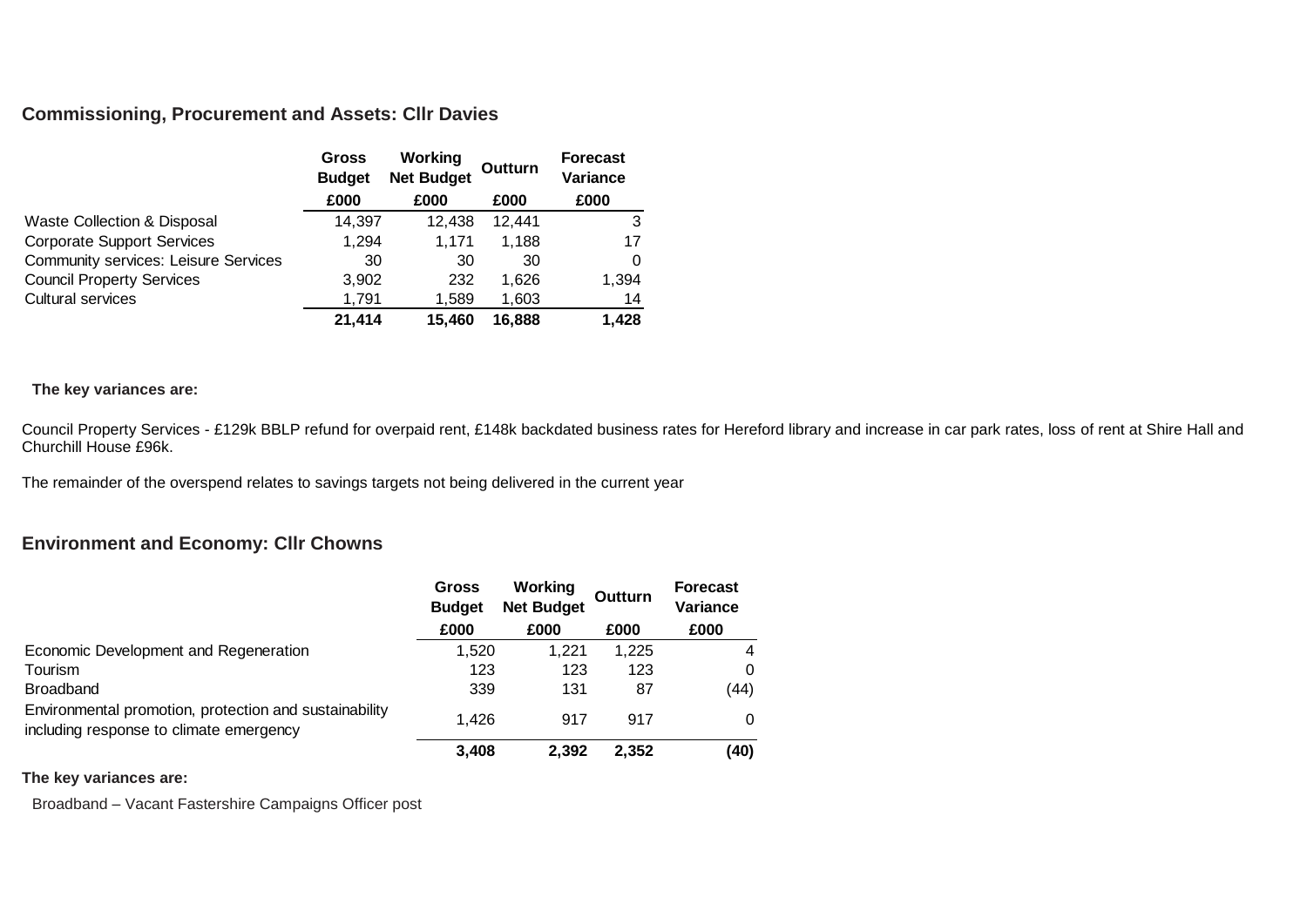## Commissioning, Procurement and Assets: Cllr Davies

| | Gross Budget | Working Net Budget | Outturn | Forecast Variance |
|---|---|---|---|---|
| | £000 | £000 | £000 | £000 |
| Waste Collection & Disposal | 14,397 | 12,438 | 12,441 | 3 |
| Corporate Support Services | 1,294 | 1,171 | 1,188 | 17 |
| Community services: Leisure Services | 30 | 30 | 30 | 0 |
| Council Property Services | 3,902 | 232 | 1,626 | 1,394 |
| Cultural services | 1,791 | 1,589 | 1,603 | 14 |
| | **21,414** | **15,460** | **16,888** | **1,428** |

**The key variances are:**

Council Property Services - £129k BBLP refund for overpaid rent, £148k backdated business rates for Hereford library and increase in car park rates, loss of rent at Shire Hall and Churchill House £96k.

The remainder of the overspend relates to savings targets not being delivered in the current year

## Environment and Economy: Cllr Chowns

| | Gross Budget | Working Net Budget | Outturn | Forecast Variance |
|---|---|---|---|---|
| | £000 | £000 | £000 | £000 |
| Economic Development and Regeneration | 1,520 | 1,221 | 1,225 | 4 |
| Tourism | 123 | 123 | 123 | 0 |
| Broadband | 339 | 131 | 87 | (44) |
| Environmental promotion, protection and sustainability including response to climate emergency | 1,426 | 917 | 917 | 0 |
| | **3,408** | **2,392** | **2,352** | **(40)** |

**The key variances are:**

Broadband – Vacant Fastershire Campaigns Officer post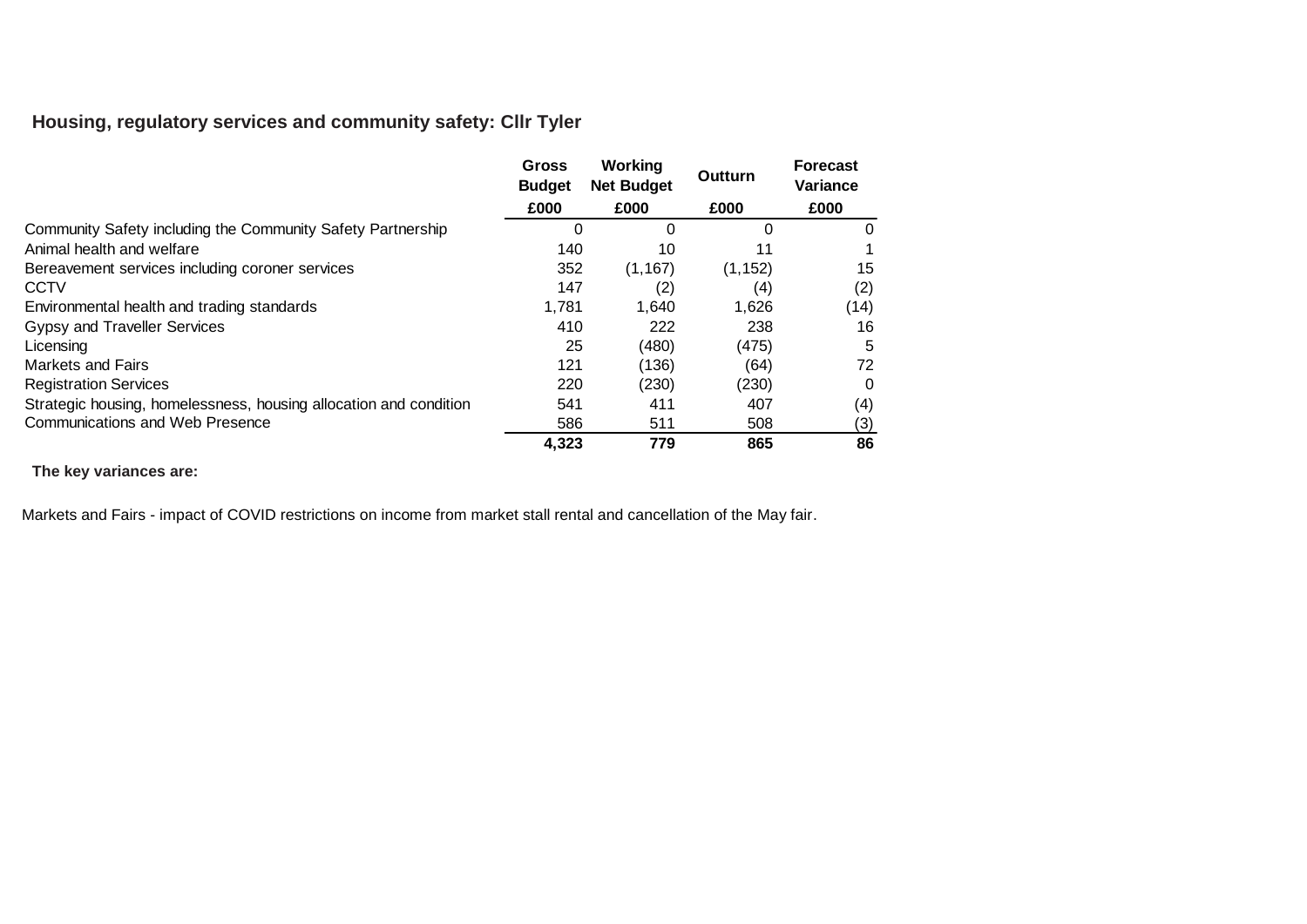## Housing, regulatory services and community safety: Cllr Tyler

| | Gross Budget | Working Net Budget | Outturn | Forecast Variance |
|---|---|---|---|---|
| | £000 | £000 | £000 | £000 |
| Community Safety including the Community Safety Partnership | 0 | 0 | 0 | 0 |
| Animal health and welfare | 140 | 10 | 11 | 1 |
| Bereavement services including coroner services | 352 | (1,167) | (1,152) | 15 |
| CCTV | 147 | (2) | (4) | (2) |
| Environmental health and trading standards | 1,781 | 1,640 | 1,626 | (14) |
| Gypsy and Traveller Services | 410 | 222 | 238 | 16 |
| Licensing | 25 | (480) | (475) | 5 |
| Markets and Fairs | 121 | (136) | (64) | 72 |
| Registration Services | 220 | (230) | (230) | 0 |
| Strategic housing, homelessness, housing allocation and condition | 541 | 411 | 407 | (4) |
| Communications and Web Presence | 586 | 511 | 508 | (3) |
| | **4,323** | **779** | **865** | **86** |

**The key variances are:**

Markets and Fairs - impact of COVID restrictions on income from market stall rental and cancellation of the May fair.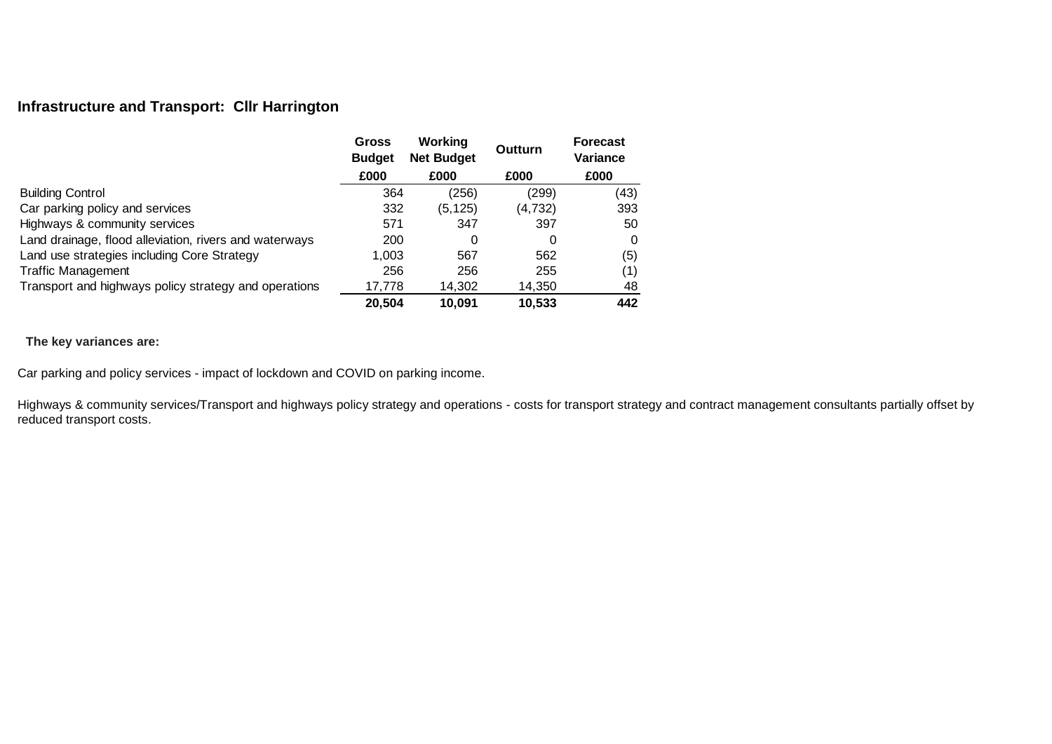## Infrastructure and Transport: Cllr Harrington

| | Gross Budget | Working Net Budget | Outturn | Forecast Variance |
|---|---|---|---|---|
| | £000 | £000 | £000 | £000 |
| Building Control | 364 | (256) | (299) | (43) |
| Car parking policy and services | 332 | (5,125) | (4,732) | 393 |
| Highways & community services | 571 | 347 | 397 | 50 |
| Land drainage, flood alleviation, rivers and waterways | 200 | 0 | 0 | 0 |
| Land use strategies including Core Strategy | 1,003 | 567 | 562 | (5) |
| Traffic Management | 256 | 256 | 255 | (1) |
| Transport and highways policy strategy and operations | 17,778 | 14,302 | 14,350 | 48 |
| | **20,504** | **10,091** | **10,533** | **442** |

**The key variances are:**

Car parking and policy services - impact of lockdown and COVID on parking income.

Highways & community services/Transport and highways policy strategy and operations - costs for transport strategy and contract management consultants partially offset by reduced transport costs.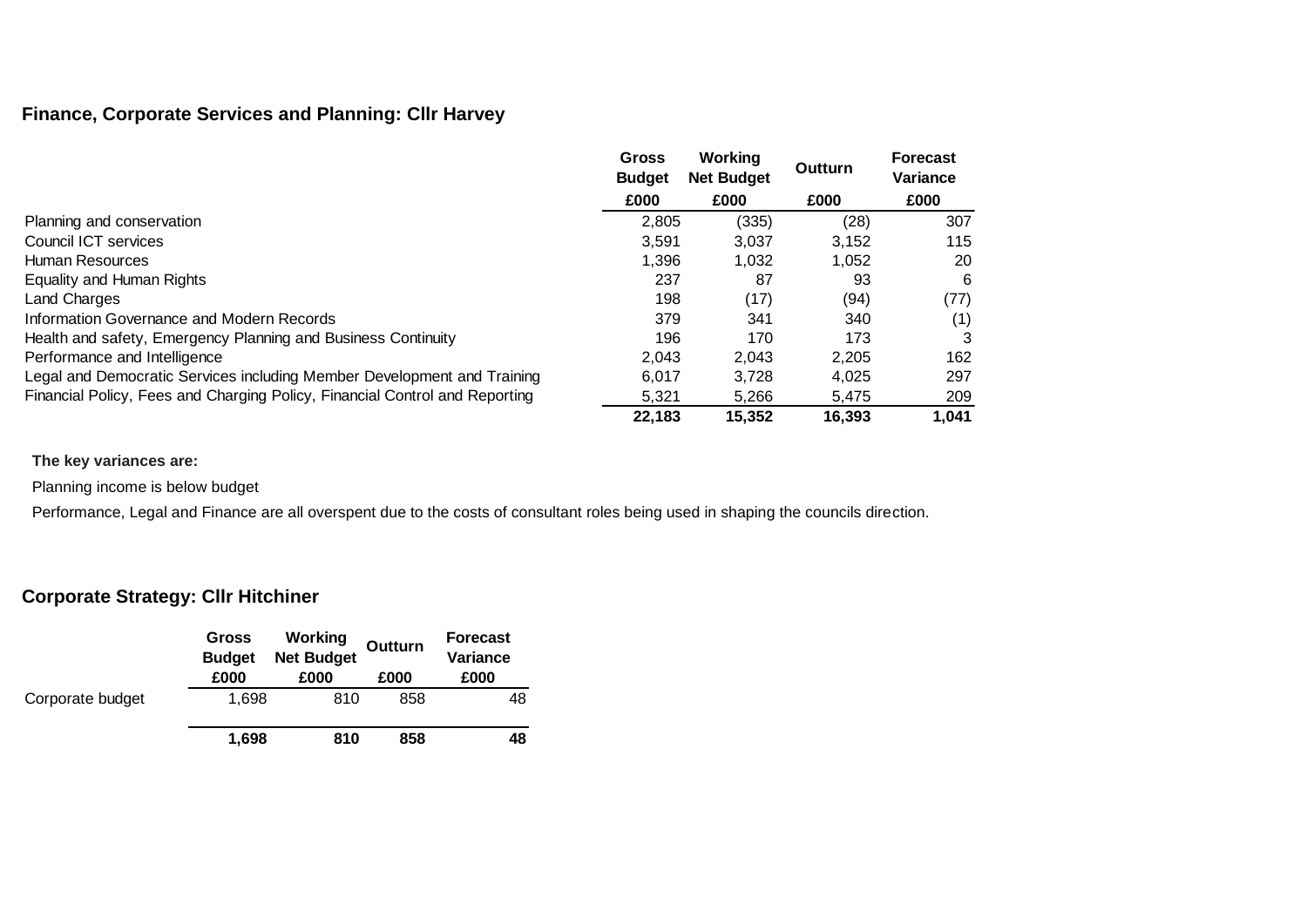## Finance, Corporate Services and Planning: Cllr Harvey

| | Gross Budget £000 | Working Net Budget £000 | Outturn £000 | Forecast Variance £000 |
|---|---|---|---|---|
| Planning and conservation | 2,805 | (335) | (28) | 307 |
| Council ICT services | 3,591 | 3,037 | 3,152 | 115 |
| Human Resources | 1,396 | 1,032 | 1,052 | 20 |
| Equality and Human Rights | 237 | 87 | 93 | 6 |
| Land Charges | 198 | (17) | (94) | (77) |
| Information Governance and Modern Records | 379 | 341 | 340 | (1) |
| Health and safety, Emergency Planning and Business Continuity | 196 | 170 | 173 | 3 |
| Performance and Intelligence | 2,043 | 2,043 | 2,205 | 162 |
| Legal and Democratic Services including Member Development and Training | 6,017 | 3,728 | 4,025 | 297 |
| Financial Policy, Fees and Charging Policy, Financial Control and Reporting | 5,321 | 5,266 | 5,475 | 209 |
| | **22,183** | **15,352** | **16,393** | **1,041** |

**The key variances are:**

Planning income is below budget

Performance, Legal and Finance are all overspent due to the costs of consultant roles being used in shaping the councils direction.

## Corporate Strategy: Cllr Hitchiner

| | Gross Budget £000 | Working Net Budget £000 | Outturn £000 | Forecast Variance £000 |
|---|---|---|---|---|
| Corporate budget | 1,698 | 810 | 858 | 48 |
| | **1,698** | **810** | **858** | **48** |